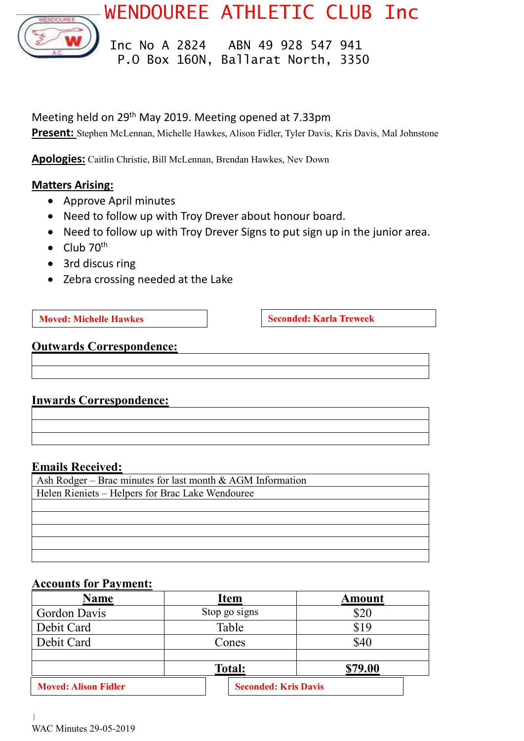# WENDOUREE ATHLETIC CLUB Inc

Inc No A 2824 ABN 49 928 547 941
P.O Box 160N, Ballarat North, 3350

Meeting held on 29th May 2019. Meeting opened at 7.33pm

**Present:** Stephen McLennan, Michelle Hawkes, Alison Fidler, Tyler Davis, Kris Davis, Mal Johnstone

**Apologies:** Caitlin Christie, Bill McLennan, Brendan Hawkes, Nev Down

**Matters Arising:**

- Approve April minutes
- Need to follow up with Troy Drever about honour board.
- Need to follow up with Troy Drever Signs to put sign up in the junior area.
- Club 70th
- 3rd discus ring
- Zebra crossing needed at the Lake

**Moved: Michelle Hawkes** | **Seconded: Karla Treweek**

**Outwards Correspondence:**

**Inwards Correspondence:**

**Emails Received:**

Ash Rodger – Brac minutes for last month & AGM Information
Helen Rieniets – Helpers for Brac Lake Wendouree

**Accounts for Payment:**

| Name | Item | Amount |
|---|---|---|
| Gordon Davis | Stop go signs | $20 |
| Debit Card | Table | $19 |
| Debit Card | Cones | $40 |
| | | |
| | **Total:** | **$79.00** |

**Moved: Alison Fidler** | **Seconded: Kris Davis**

WAC Minutes 29-05-2019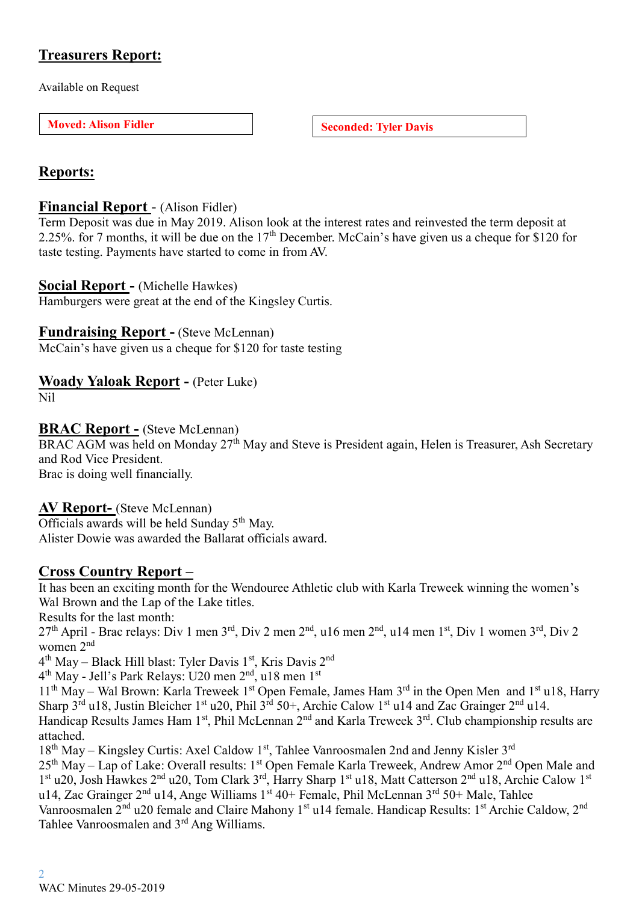## Treasurers Report:

Available on Request

**Moved: Alison Fidler**

**Seconded: Tyler Davis**

## Reports:

**Financial Report** - (Alison Fidler)
Term Deposit was due in May 2019. Alison look at the interest rates and reinvested the term deposit at 2.25%. for 7 months, it will be due on the 17th December. McCain's have given us a cheque for $120 for taste testing. Payments have started to come in from AV.

**Social Report -** (Michelle Hawkes)
Hamburgers were great at the end of the Kingsley Curtis.

**Fundraising Report -** (Steve McLennan)
McCain's have given us a cheque for $120 for taste testing

**Woady Yaloak Report -** (Peter Luke)
Nil

**BRAC Report -** (Steve McLennan)
BRAC AGM was held on Monday 27th May and Steve is President again, Helen is Treasurer, Ash Secretary and Rod Vice President.
Brac is doing well financially.

**AV Report-** (Steve McLennan)
Officials awards will be held Sunday 5th May.
Alister Dowie was awarded the Ballarat officials award.

**Cross Country Report –**
It has been an exciting month for the Wendouree Athletic club with Karla Treweek winning the women's Wal Brown and the Lap of the Lake titles.
Results for the last month:
27th April - Brac relays: Div 1 men 3rd, Div 2 men 2nd, u16 men 2nd, u14 men 1st, Div 1 women 3rd, Div 2 women 2nd
4th May – Black Hill blast: Tyler Davis 1st, Kris Davis 2nd
4th May - Jell's Park Relays: U20 men 2nd, u18 men 1st
11th May – Wal Brown: Karla Treweek 1st Open Female, James Ham 3rd in the Open Men and 1st u18, Harry Sharp 3rd u18, Justin Bleicher 1st u20, Phil 3rd 50+, Archie Calow 1st u14 and Zac Grainger 2nd u14. Handicap Results James Ham 1st, Phil McLennan 2nd and Karla Treweek 3rd. Club championship results are attached.
18th May – Kingsley Curtis: Axel Caldow 1st, Tahlee Vanroosmalen 2nd and Jenny Kisler 3rd
25th May – Lap of Lake: Overall results: 1st Open Female Karla Treweek, Andrew Amor 2nd Open Male and 1st u20, Josh Hawkes 2nd u20, Tom Clark 3rd, Harry Sharp 1st u18, Matt Catterson 2nd u18, Archie Calow 1st u14, Zac Grainger 2nd u14, Ange Williams 1st 40+ Female, Phil McLennan 3rd 50+ Male, Tahlee Vanroosmalen 2nd u20 female and Claire Mahony 1st u14 female. Handicap Results: 1st Archie Caldow, 2nd Tahlee Vanroosmalen and 3rd Ang Williams.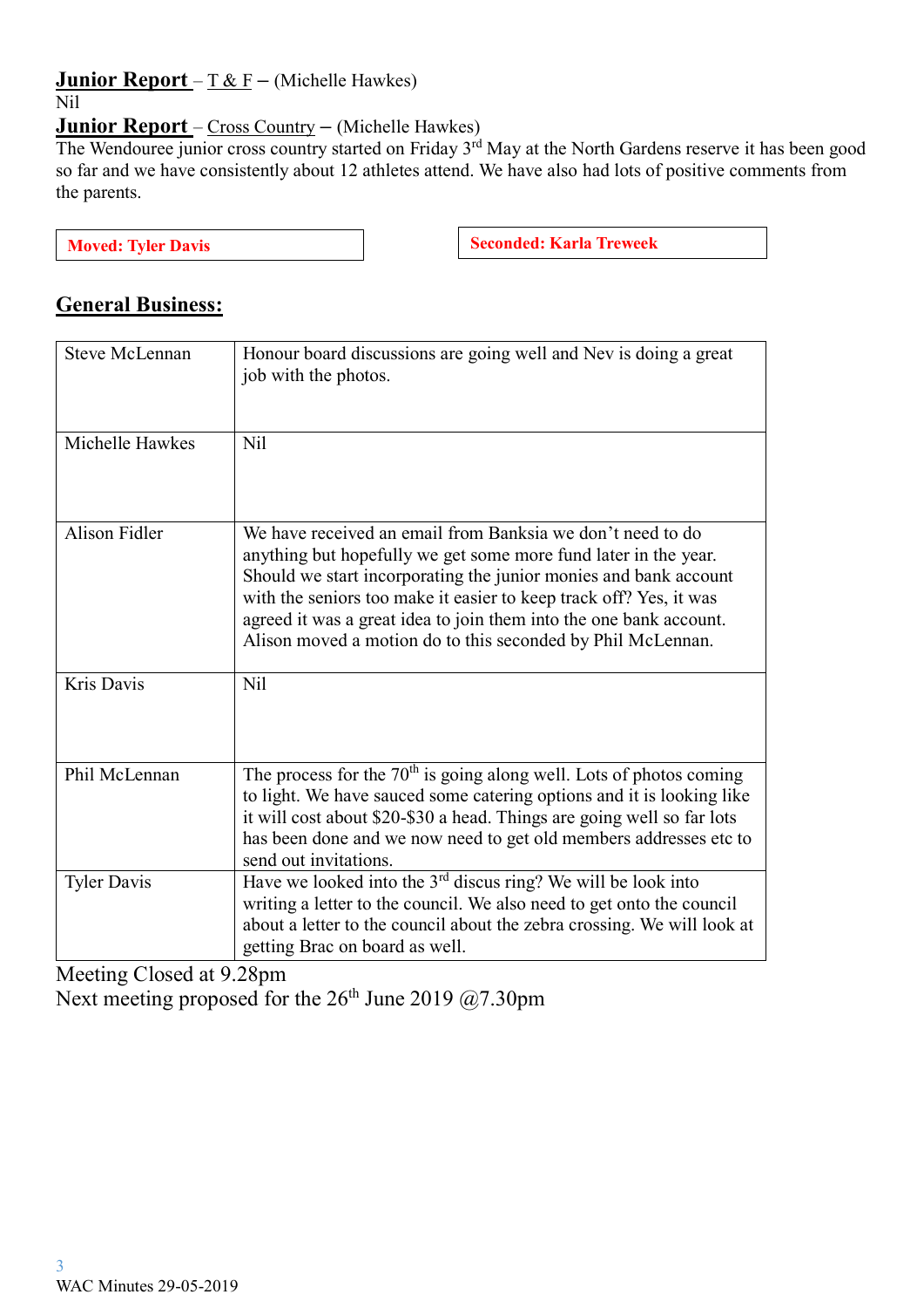**Junior Report** – T & F – (Michelle Hawkes)
Nil

**Junior Report** – Cross Country – (Michelle Hawkes)
The Wendouree junior cross country started on Friday 3rd May at the North Gardens reserve it has been good so far and we have consistently about 12 athletes attend. We have also had lots of positive comments from the parents.

| **Moved: Tyler Davis** | **Seconded: Karla Treweek** |
|---|---|

## General Business:

| | |
|---|---|
| Steve McLennan | Honour board discussions are going well and Nev is doing a great job with the photos. |
| Michelle Hawkes | Nil |
| Alison Fidler | We have received an email from Banksia we don't need to do anything but hopefully we get some more fund later in the year. Should we start incorporating the junior monies and bank account with the seniors too make it easier to keep track off? Yes, it was agreed it was a great idea to join them into the one bank account. Alison moved a motion do to this seconded by Phil McLennan. |
| Kris Davis | Nil |
| Phil McLennan | The process for the 70th is going along well. Lots of photos coming to light. We have sauced some catering options and it is looking like it will cost about $20-$30 a head. Things are going well so far lots has been done and we now need to get old members addresses etc to send out invitations. |
| Tyler Davis | Have we looked into the 3rd discus ring? We will be look into writing a letter to the council. We also need to get onto the council about a letter to the council about the zebra crossing. We will look at getting Brac on board as well. |

Meeting Closed at 9.28pm
Next meeting proposed for the 26th June 2019 @7.30pm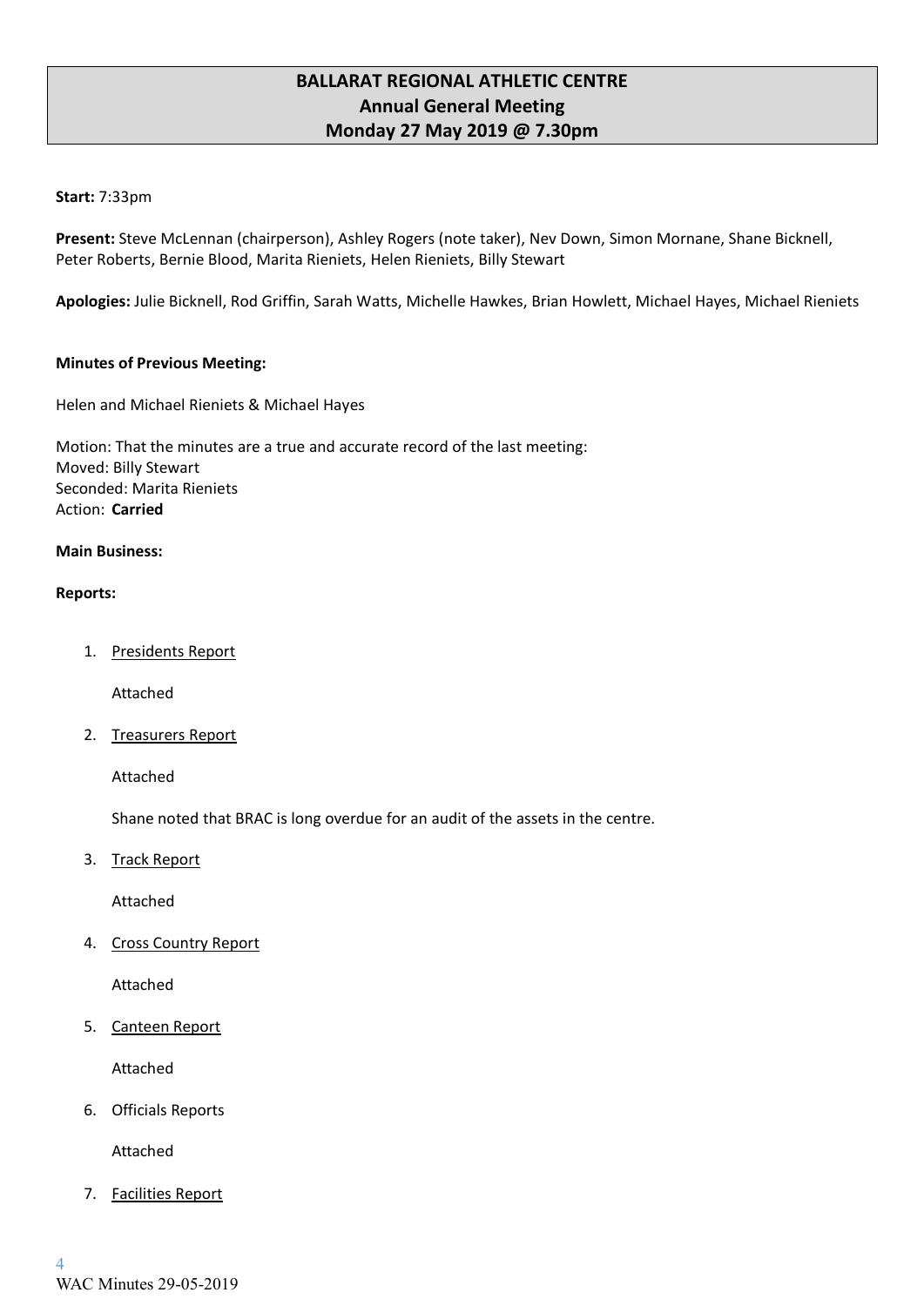# BALLARAT REGIONAL ATHLETIC CENTRE
## Annual General Meeting
## Monday 27 May 2019 @ 7.30pm

**Start:** 7:33pm

**Present:** Steve McLennan (chairperson), Ashley Rogers (note taker), Nev Down, Simon Mornane, Shane Bicknell, Peter Roberts, Bernie Blood, Marita Rieniets, Helen Rieniets, Billy Stewart

**Apologies:** Julie Bicknell, Rod Griffin, Sarah Watts, Michelle Hawkes, Brian Howlett, Michael Hayes, Michael Rieniets

**Minutes of Previous Meeting:**

Helen and Michael Rieniets & Michael Hayes

Motion: That the minutes are a true and accurate record of the last meeting:
Moved: Billy Stewart
Seconded: Marita Rieniets
Action: **Carried**

**Main Business:**

**Reports:**

1. Presidents Report

   Attached

2. Treasurers Report

   Attached

   Shane noted that BRAC is long overdue for an audit of the assets in the centre.

3. Track Report

   Attached

4. Cross Country Report

   Attached

5. Canteen Report

   Attached

6. Officials Reports

   Attached

7. Facilities Report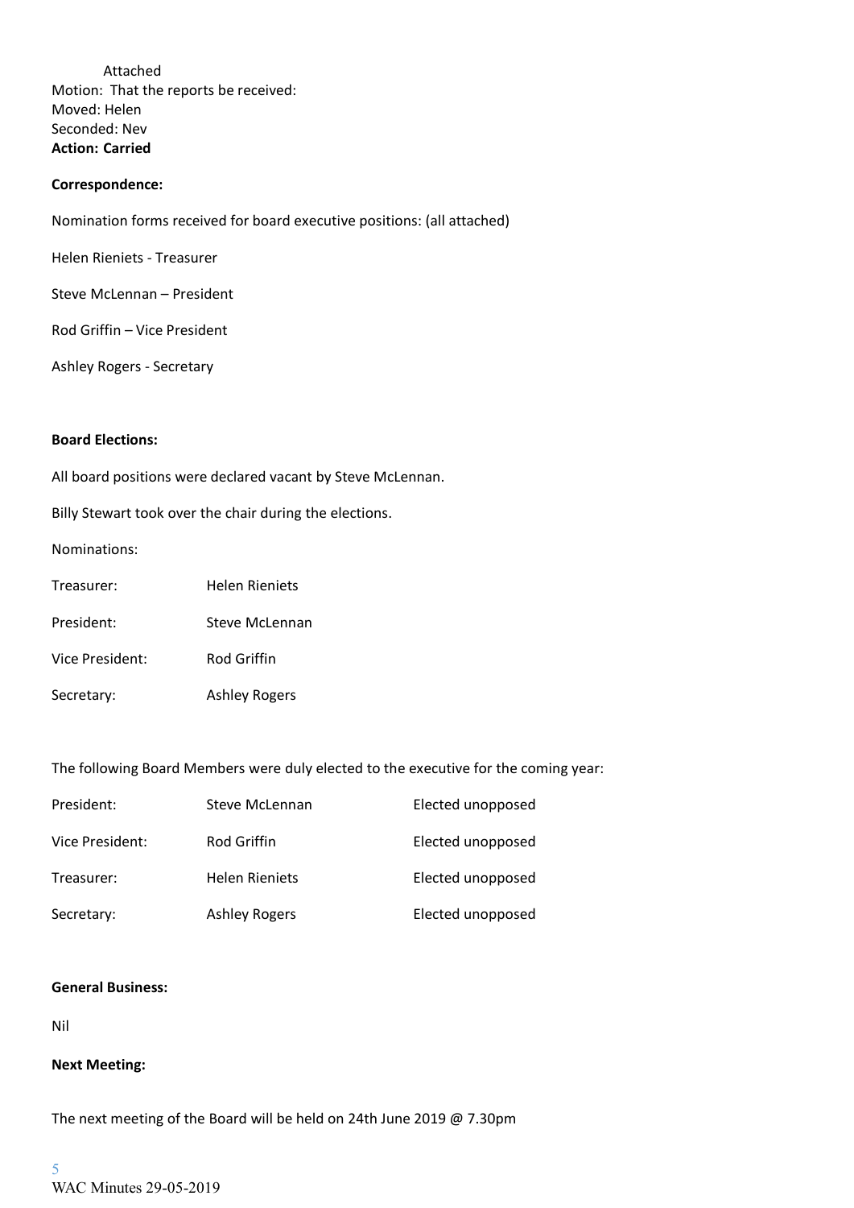Attached

Motion: That the reports be received:
Moved: Helen
Seconded: Nev
**Action: Carried**

**Correspondence:**

Nomination forms received for board executive positions: (all attached)

Helen Rieniets - Treasurer

Steve McLennan – President

Rod Griffin – Vice President

Ashley Rogers - Secretary

**Board Elections:**

All board positions were declared vacant by Steve McLennan.

Billy Stewart took over the chair during the elections.

Nominations:

| | |
|---|---|
| Treasurer: | Helen Rieniets |
| President: | Steve McLennan |
| Vice President: | Rod Griffin |
| Secretary: | Ashley Rogers |

The following Board Members were duly elected to the executive for the coming year:

| | | |
|---|---|---|
| President: | Steve McLennan | Elected unopposed |
| Vice President: | Rod Griffin | Elected unopposed |
| Treasurer: | Helen Rieniets | Elected unopposed |
| Secretary: | Ashley Rogers | Elected unopposed |

**General Business:**

Nil

**Next Meeting:**

The next meeting of the Board will be held on 24th June 2019 @ 7.30pm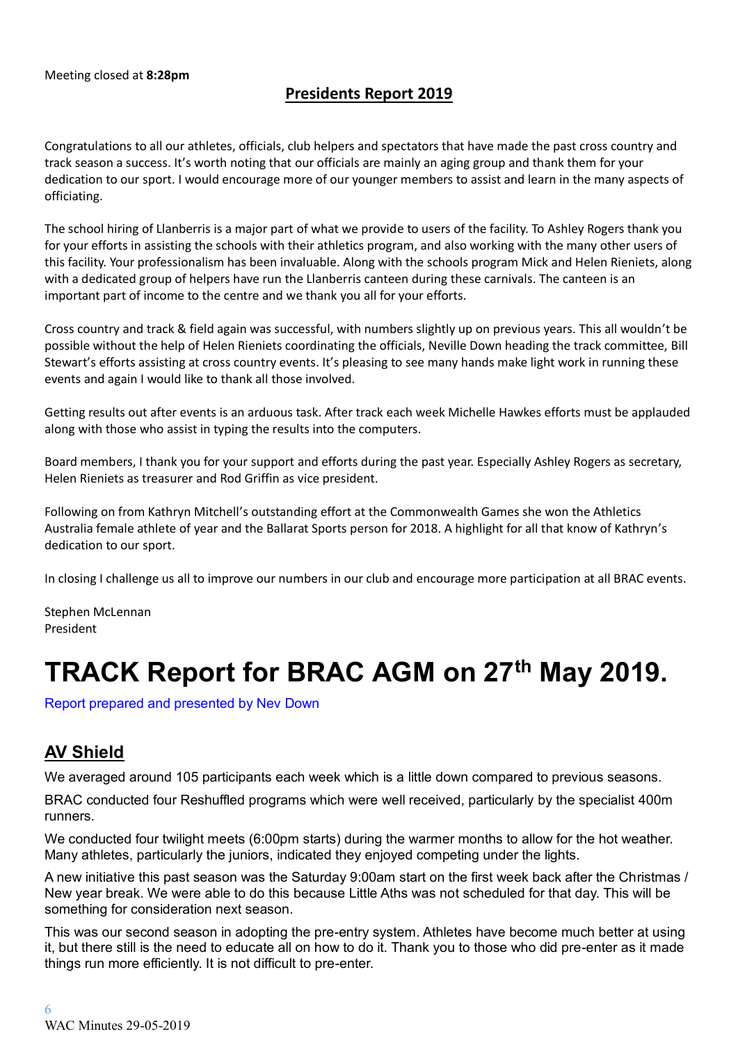Meeting closed at **8:28pm**

## Presidents Report 2019

Congratulations to all our athletes, officials, club helpers and spectators that have made the past cross country and track season a success. It's worth noting that our officials are mainly an aging group and thank them for your dedication to our sport. I would encourage more of our younger members to assist and learn in the many aspects of officiating.

The school hiring of Llanberris is a major part of what we provide to users of the facility. To Ashley Rogers thank you for your efforts in assisting the schools with their athletics program, and also working with the many other users of this facility. Your professionalism has been invaluable. Along with the schools program Mick and Helen Rieniets, along with a dedicated group of helpers have run the Llanberris canteen during these carnivals. The canteen is an important part of income to the centre and we thank you all for your efforts.

Cross country and track & field again was successful, with numbers slightly up on previous years. This all wouldn't be possible without the help of Helen Rieniets coordinating the officials, Neville Down heading the track committee, Bill Stewart's efforts assisting at cross country events. It's pleasing to see many hands make light work in running these events and again I would like to thank all those involved.

Getting results out after events is an arduous task. After track each week Michelle Hawkes efforts must be applauded along with those who assist in typing the results into the computers.

Board members, I thank you for your support and efforts during the past year. Especially Ashley Rogers as secretary, Helen Rieniets as treasurer and Rod Griffin as vice president.

Following on from Kathryn Mitchell's outstanding effort at the Commonwealth Games she won the Athletics Australia female athlete of year and the Ballarat Sports person for 2018. A highlight for all that know of Kathryn's dedication to our sport.

In closing I challenge us all to improve our numbers in our club and encourage more participation at all BRAC events.

Stephen McLennan
President

# TRACK Report for BRAC AGM on 27th May 2019.

Report prepared and presented by Nev Down

## AV Shield

We averaged around 105 participants each week which is a little down compared to previous seasons.

BRAC conducted four Reshuffled programs which were well received, particularly by the specialist 400m runners.

We conducted four twilight meets (6:00pm starts) during the warmer months to allow for the hot weather. Many athletes, particularly the juniors, indicated they enjoyed competing under the lights.

A new initiative this past season was the Saturday 9:00am start on the first week back after the Christmas / New year break. We were able to do this because Little Aths was not scheduled for that day. This will be something for consideration next season.

This was our second season in adopting the pre-entry system. Athletes have become much better at using it, but there still is the need to educate all on how to do it. Thank you to those who did pre-enter as it made things run more efficiently. It is not difficult to pre-enter.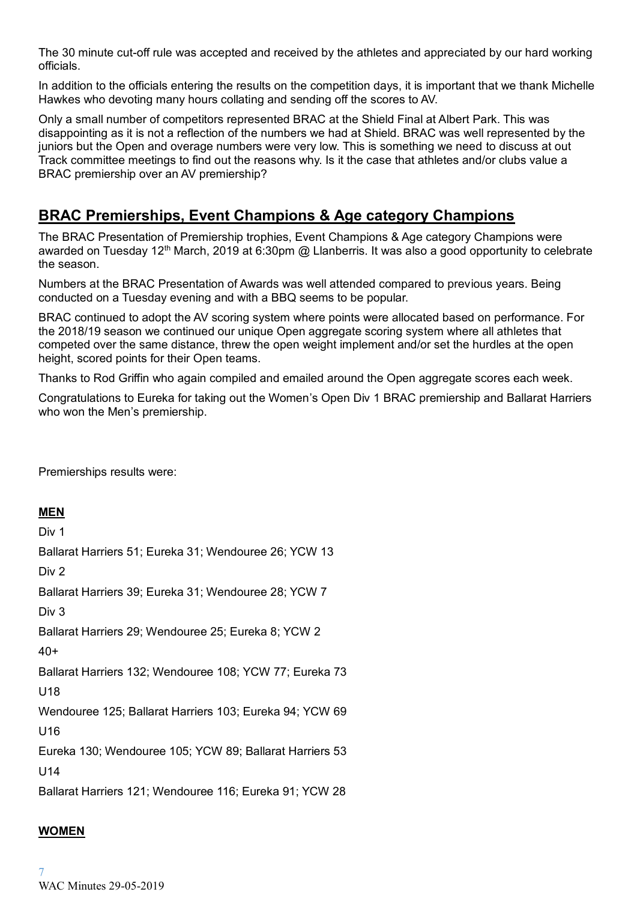The 30 minute cut-off rule was accepted and received by the athletes and appreciated by our hard working officials.

In addition to the officials entering the results on the competition days, it is important that we thank Michelle Hawkes who devoting many hours collating and sending off the scores to AV.

Only a small number of competitors represented BRAC at the Shield Final at Albert Park. This was disappointing as it is not a reflection of the numbers we had at Shield. BRAC was well represented by the juniors but the Open and overage numbers were very low. This is something we need to discuss at out Track committee meetings to find out the reasons why. Is it the case that athletes and/or clubs value a BRAC premiership over an AV premiership?

## BRAC Premierships, Event Champions & Age category Champions

The BRAC Presentation of Premiership trophies, Event Champions & Age category Champions were awarded on Tuesday 12th March, 2019 at 6:30pm @ Llanberris. It was also a good opportunity to celebrate the season.

Numbers at the BRAC Presentation of Awards was well attended compared to previous years. Being conducted on a Tuesday evening and with a BBQ seems to be popular.

BRAC continued to adopt the AV scoring system where points were allocated based on performance. For the 2018/19 season we continued our unique Open aggregate scoring system where all athletes that competed over the same distance, threw the open weight implement and/or set the hurdles at the open height, scored points for their Open teams.

Thanks to Rod Griffin who again compiled and emailed around the Open aggregate scores each week.

Congratulations to Eureka for taking out the Women's Open Div 1 BRAC premiership and Ballarat Harriers who won the Men's premiership.

Premierships results were:

**MEN**

Div 1

Ballarat Harriers 51; Eureka 31; Wendouree 26; YCW 13

Div 2

Ballarat Harriers 39; Eureka 31; Wendouree 28; YCW 7

Div 3

Ballarat Harriers 29; Wendouree 25; Eureka 8; YCW 2

40+

Ballarat Harriers 132; Wendouree 108; YCW 77; Eureka 73

U18

Wendouree 125; Ballarat Harriers 103; Eureka 94; YCW 69

U16

Eureka 130; Wendouree 105; YCW 89; Ballarat Harriers 53

U14

Ballarat Harriers 121; Wendouree 116; Eureka 91; YCW 28

**WOMEN**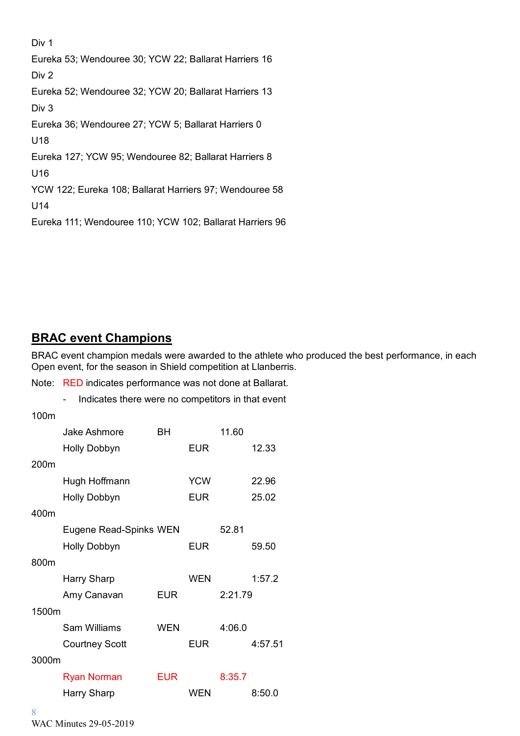Div 1

Eureka 53; Wendouree 30; YCW 22; Ballarat Harriers 16

Div 2

Eureka 52; Wendouree 32; YCW 20; Ballarat Harriers 13

Div 3

Eureka 36; Wendouree 27; YCW 5; Ballarat Harriers 0

U18

Eureka 127; YCW 95; Wendouree 82; Ballarat Harriers 8

U16

YCW 122; Eureka 108; Ballarat Harriers 97; Wendouree 58

U14

Eureka 111; Wendouree 110; YCW 102; Ballarat Harriers 96

## **BRAC event Champions**

BRAC event champion medals were awarded to the athlete who produced the best performance, in each Open event, for the season in Shield competition at Llanberris.

Note: RED indicates performance was not done at Ballarat.

- Indicates there were no competitors in that event

100m

| | | |
|---|---|---|
| Jake Ashmore | BH | 11.60 |
| Holly Dobbyn | EUR | 12.33 |

200m

| | | |
|---|---|---|
| Hugh Hoffmann | YCW | 22.96 |
| Holly Dobbyn | EUR | 25.02 |

400m

| | | |
|---|---|---|
| Eugene Read-Spinks | WEN | 52.81 |
| Holly Dobbyn | EUR | 59.50 |

800m

| | | |
|---|---|---|
| Harry Sharp | WEN | 1:57.2 |
| Amy Canavan | EUR | 2:21.79 |

1500m

| | | |
|---|---|---|
| Sam Williams | WEN | 4:06.0 |
| Courtney Scott | EUR | 4:57.51 |

3000m

| | | |
|---|---|---|
| Ryan Norman | EUR | 8:35.7 |
| Harry Sharp | WEN | 8:50.0 |

WAC Minutes 29-05-2019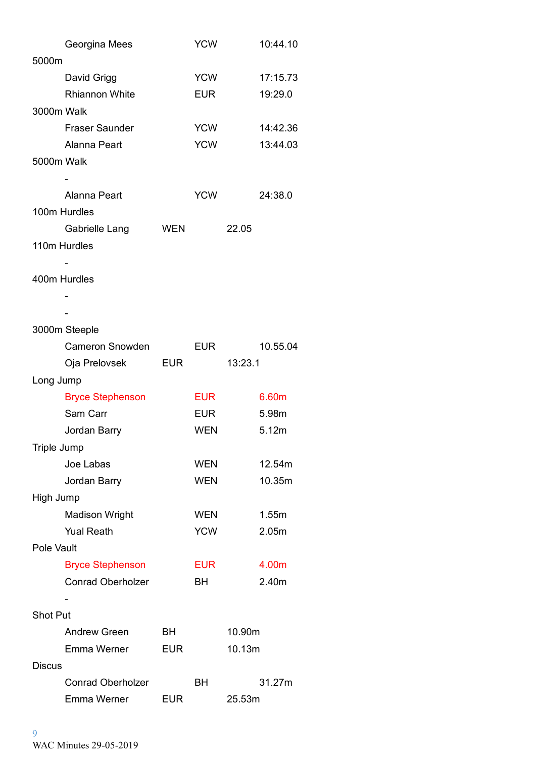Georgina Mees YCW 10:44.10

5000m

David Grigg YCW 17:15.73

Rhiannon White EUR 19:29.0

3000m Walk

Fraser Saunder YCW 14:42.36

Alanna Peart YCW 13:44.03

5000m Walk

-

Alanna Peart YCW 24:38.0

100m Hurdles

Gabrielle Lang WEN 22.05

110m Hurdles

-

400m Hurdles

-

-

3000m Steeple

Cameron Snowden EUR 10.55.04

Oja Prelovsek EUR 13:23.1

Long Jump

Bryce Stephenson EUR 6.60m

Sam Carr EUR 5.98m

Jordan Barry WEN 5.12m

Triple Jump

Joe Labas WEN 12.54m

Jordan Barry WEN 10.35m

High Jump

Madison Wright WEN 1.55m

Yual Reath YCW 2.05m

Pole Vault

Bryce Stephenson EUR 4.00m

Conrad Oberholzer BH 2.40m

-

Shot Put

Andrew Green BH 10.90m

Emma Werner EUR 10.13m

Discus

Conrad Oberholzer BH 31.27m

Emma Werner EUR 25.53m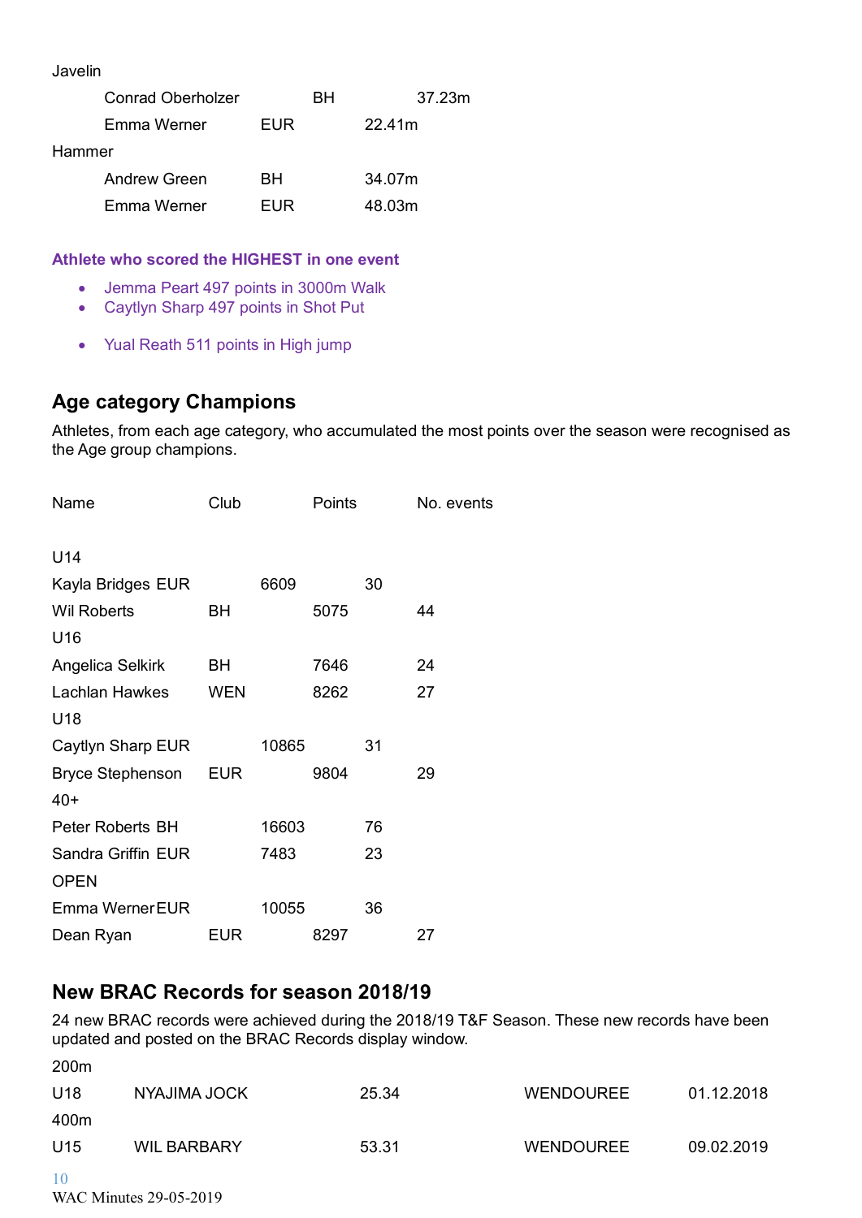Javelin

| | | |
|---|---|---|
| Conrad Oberholzer | BH | 37.23m |
| Emma Werner | EUR | 22.41m |

Hammer

| | | |
|---|---|---|
| Andrew Green | BH | 34.07m |
| Emma Werner | EUR | 48.03m |

**Athlete who scored the HIGHEST in one event**

- Jemma Peart 497 points in 3000m Walk
- Caytlyn Sharp 497 points in Shot Put
- Yual Reath 511 points in High jump

## Age category Champions

Athletes, from each age category, who accumulated the most points over the season were recognised as the Age group champions.

| Name | Club | Points | No. events |
|---|---|---|---|
| U14 | | | |
| Kayla Bridges | EUR | 6609 | 30 |
| Wil Roberts | BH | 5075 | 44 |
| U16 | | | |
| Angelica Selkirk | BH | 7646 | 24 |
| Lachlan Hawkes | WEN | 8262 | 27 |
| U18 | | | |
| Caytlyn Sharp | EUR | 10865 | 31 |
| Bryce Stephenson | EUR | 9804 | 29 |
| 40+ | | | |
| Peter Roberts | BH | 16603 | 76 |
| Sandra Griffin | EUR | 7483 | 23 |
| OPEN | | | |
| Emma Werner | EUR | 10055 | 36 |
| Dean Ryan | EUR | 8297 | 27 |

## New BRAC Records for season 2018/19

24 new BRAC records were achieved during the 2018/19 T&F Season. These new records have been updated and posted on the BRAC Records display window.

200m

| | | | | |
|---|---|---|---|---|
| U18 | NYAJIMA JOCK | 25.34 | WENDOUREE | 01.12.2018 |

400m

| | | | | |
|---|---|---|---|---|
| U15 | WIL BARBARY | 53.31 | WENDOUREE | 09.02.2019 |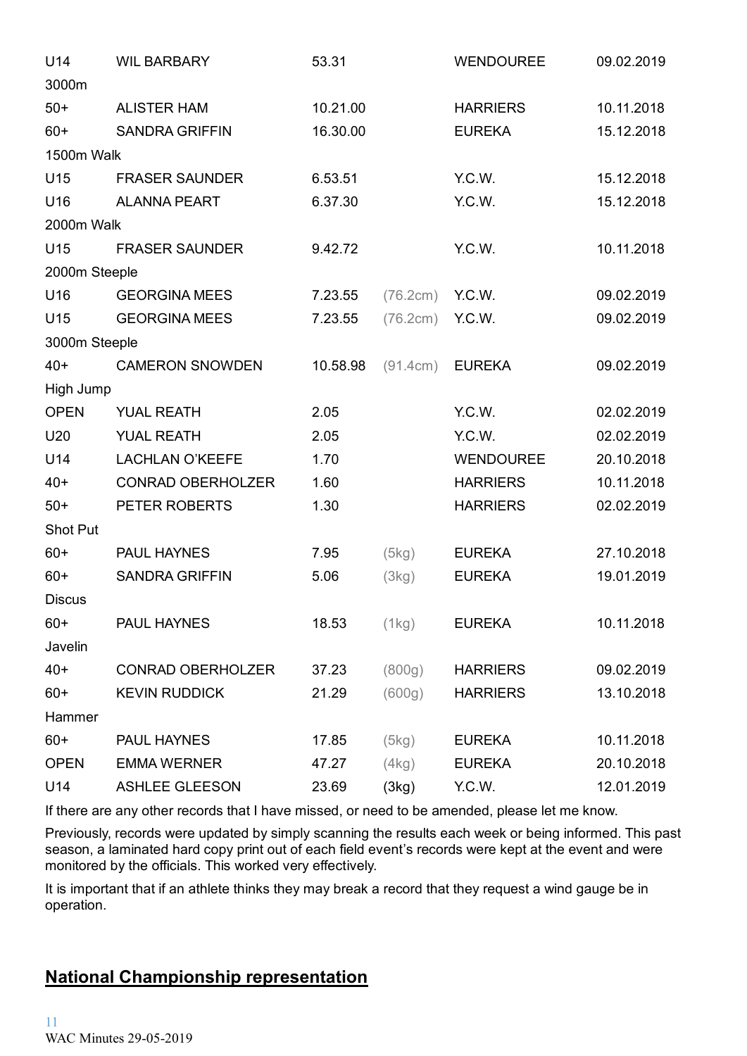| | | | | | |
|---|---|---|---|---|---|
| U14 | WIL BARBARY | 53.31 | | WENDOUREE | 09.02.2019 |
| 3000m | | | | | |
| 50+ | ALISTER HAM | 10.21.00 | | HARRIERS | 10.11.2018 |
| 60+ | SANDRA GRIFFIN | 16.30.00 | | EUREKA | 15.12.2018 |
| 1500m Walk | | | | | |
| U15 | FRASER SAUNDER | 6.53.51 | | Y.C.W. | 15.12.2018 |
| U16 | ALANNA PEART | 6.37.30 | | Y.C.W. | 15.12.2018 |
| 2000m Walk | | | | | |
| U15 | FRASER SAUNDER | 9.42.72 | | Y.C.W. | 10.11.2018 |
| 2000m Steeple | | | | | |
| U16 | GEORGINA MEES | 7.23.55 | (76.2cm) | Y.C.W. | 09.02.2019 |
| U15 | GEORGINA MEES | 7.23.55 | (76.2cm) | Y.C.W. | 09.02.2019 |
| 3000m Steeple | | | | | |
| 40+ | CAMERON SNOWDEN | 10.58.98 | (91.4cm) | EUREKA | 09.02.2019 |
| High Jump | | | | | |
| OPEN | YUAL REATH | 2.05 | | Y.C.W. | 02.02.2019 |
| U20 | YUAL REATH | 2.05 | | Y.C.W. | 02.02.2019 |
| U14 | LACHLAN O'KEEFE | 1.70 | | WENDOUREE | 20.10.2018 |
| 40+ | CONRAD OBERHOLZER | 1.60 | | HARRIERS | 10.11.2018 |
| 50+ | PETER ROBERTS | 1.30 | | HARRIERS | 02.02.2019 |
| Shot Put | | | | | |
| 60+ | PAUL HAYNES | 7.95 | (5kg) | EUREKA | 27.10.2018 |
| 60+ | SANDRA GRIFFIN | 5.06 | (3kg) | EUREKA | 19.01.2019 |
| Discus | | | | | |
| 60+ | PAUL HAYNES | 18.53 | (1kg) | EUREKA | 10.11.2018 |
| Javelin | | | | | |
| 40+ | CONRAD OBERHOLZER | 37.23 | (800g) | HARRIERS | 09.02.2019 |
| 60+ | KEVIN RUDDICK | 21.29 | (600g) | HARRIERS | 13.10.2018 |
| Hammer | | | | | |
| 60+ | PAUL HAYNES | 17.85 | (5kg) | EUREKA | 10.11.2018 |
| OPEN | EMMA WERNER | 47.27 | (4kg) | EUREKA | 20.10.2018 |
| U14 | ASHLEE GLEESON | 23.69 | (3kg) | Y.C.W. | 12.01.2019 |

If there are any other records that I have missed, or need to be amended, please let me know.

Previously, records were updated by simply scanning the results each week or being informed. This past season, a laminated hard copy print out of each field event's records were kept at the event and were monitored by the officials. This worked very effectively.

It is important that if an athlete thinks they may break a record that they request a wind gauge be in operation.

## National Championship representation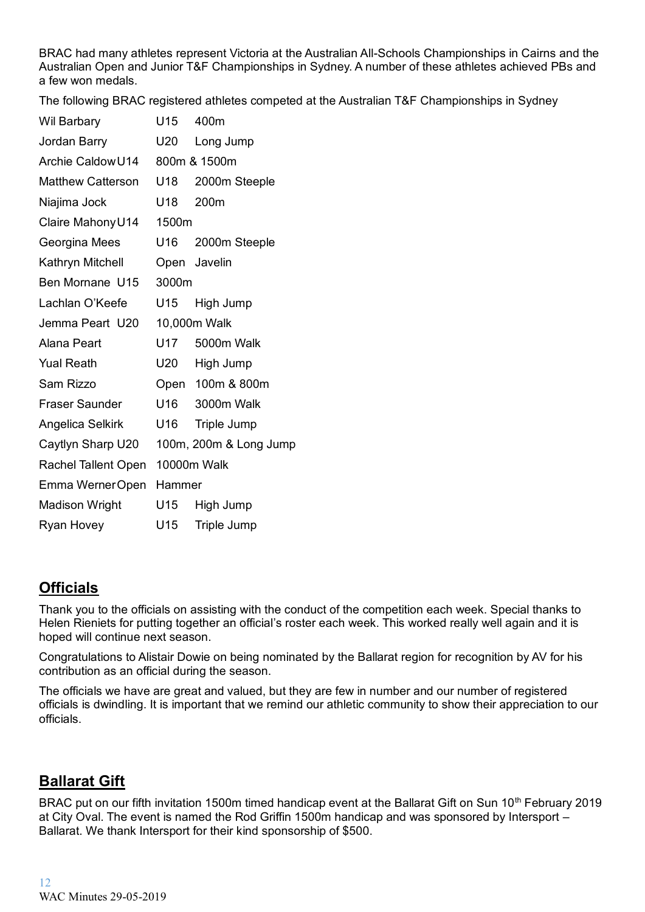BRAC had many athletes represent Victoria at the Australian All-Schools Championships in Cairns and the Australian Open and Junior T&F Championships in Sydney. A number of these athletes achieved PBs and a few won medals.

The following BRAC registered athletes competed at the Australian T&F Championships in Sydney

| | | |
|---|---|---|
| Wil Barbary | U15 | 400m |
| Jordan Barry | U20 | Long Jump |
| Archie Caldow | U14 | 800m & 1500m |
| Matthew Catterson | U18 | 2000m Steeple |
| Niajima Jock | U18 | 200m |
| Claire Mahony | U14 | 1500m |
| Georgina Mees | U16 | 2000m Steeple |
| Kathryn Mitchell | Open | Javelin |
| Ben Mornane | U15 | 3000m |
| Lachlan O'Keefe | U15 | High Jump |
| Jemma Peart | U20 | 10,000m Walk |
| Alana Peart | U17 | 5000m Walk |
| Yual Reath | U20 | High Jump |
| Sam Rizzo | Open | 100m & 800m |
| Fraser Saunder | U16 | 3000m Walk |
| Angelica Selkirk | U16 | Triple Jump |
| Caytlyn Sharp | U20 | 100m, 200m & Long Jump |
| Rachel Tallent | Open | 10000m Walk |
| Emma Werner | Open | Hammer |
| Madison Wright | U15 | High Jump |
| Ryan Hovey | U15 | Triple Jump |

## Officials

Thank you to the officials on assisting with the conduct of the competition each week. Special thanks to Helen Rieniets for putting together an official's roster each week. This worked really well again and it is hoped will continue next season.

Congratulations to Alistair Dowie on being nominated by the Ballarat region for recognition by AV for his contribution as an official during the season.

The officials we have are great and valued, but they are few in number and our number of registered officials is dwindling. It is important that we remind our athletic community to show their appreciation to our officials.

## Ballarat Gift

BRAC put on our fifth invitation 1500m timed handicap event at the Ballarat Gift on Sun 10th February 2019 at City Oval. The event is named the Rod Griffin 1500m handicap and was sponsored by Intersport – Ballarat. We thank Intersport for their kind sponsorship of $500.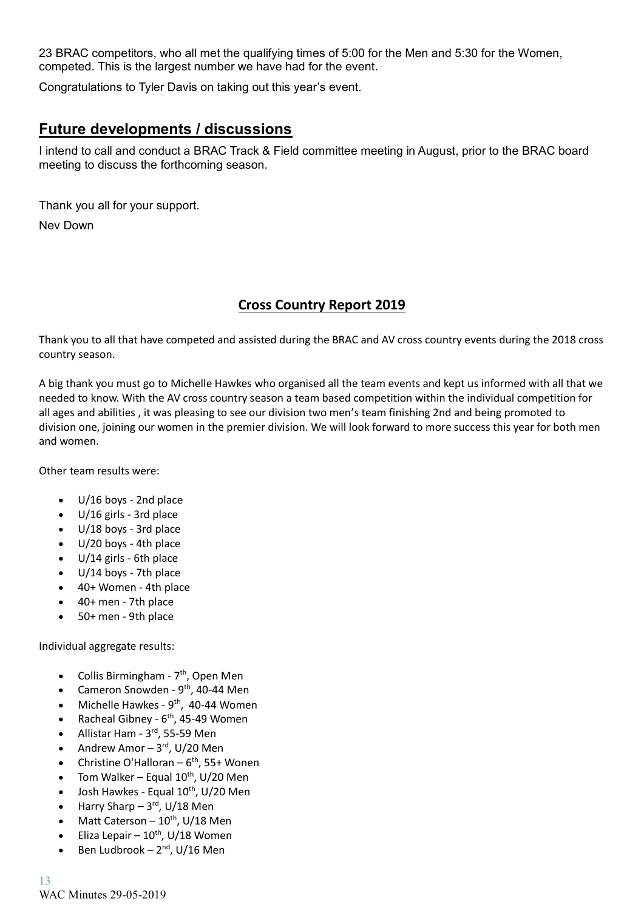23 BRAC competitors, who all met the qualifying times of 5:00 for the Men and 5:30 for the Women, competed. This is the largest number we have had for the event.

Congratulations to Tyler Davis on taking out this year's event.

## Future developments / discussions

I intend to call and conduct a BRAC Track & Field committee meeting in August, prior to the BRAC board meeting to discuss the forthcoming season.

Thank you all for your support.

Nev Down

## Cross Country Report 2019

Thank you to all that have competed and assisted during the BRAC and AV cross country events during the 2018 cross country season.

A big thank you must go to Michelle Hawkes who organised all the team events and kept us informed with all that we needed to know. With the AV cross country season a team based competition within the individual competition for all ages and abilities , it was pleasing to see our division two men's team finishing 2nd and being promoted to division one, joining our women in the premier division. We will look forward to more success this year for both men and women.

Other team results were:

- U/16 boys - 2nd place
- U/16 girls - 3rd place
- U/18 boys - 3rd place
- U/20 boys - 4th place
- U/14 girls - 6th place
- U/14 boys - 7th place
- 40+ Women - 4th place
- 40+ men - 7th place
- 50+ men - 9th place

Individual aggregate results:

- Collis Birmingham - 7th, Open Men
- Cameron Snowden - 9th, 40-44 Men
- Michelle Hawkes - 9th, 40-44 Women
- Racheal Gibney - 6th, 45-49 Women
- Allistar Ham - 3rd, 55-59 Men
- Andrew Amor – 3rd, U/20 Men
- Christine O'Halloran – 6th, 55+ Wonen
- Tom Walker – Equal 10th, U/20 Men
- Josh Hawkes - Equal 10th, U/20 Men
- Harry Sharp – 3rd, U/18 Men
- Matt Caterson – 10th, U/18 Men
- Eliza Lepair – 10th, U/18 Women
- Ben Ludbrook – 2nd, U/16 Men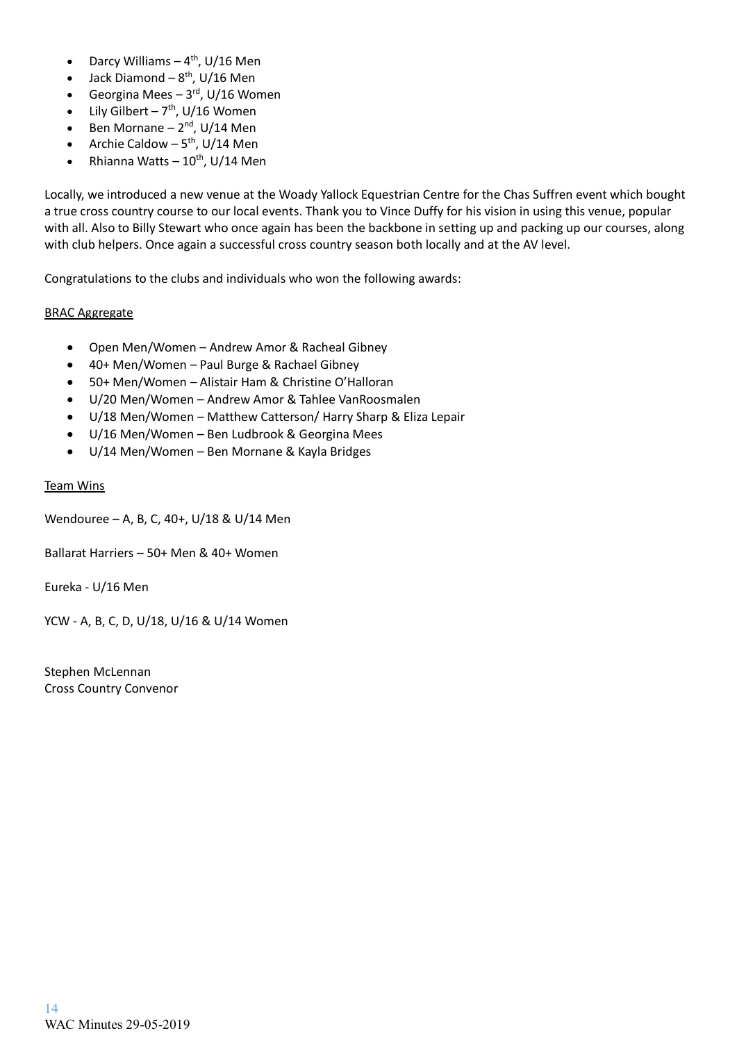- Darcy Williams – 4th, U/16 Men
- Jack Diamond – 8th, U/16 Men
- Georgina Mees – 3rd, U/16 Women
- Lily Gilbert – 7th, U/16 Women
- Ben Mornane – 2nd, U/14 Men
- Archie Caldow – 5th, U/14 Men
- Rhianna Watts – 10th, U/14 Men

Locally, we introduced a new venue at the Woady Yallock Equestrian Centre for the Chas Suffren event which bought a true cross country course to our local events. Thank you to Vince Duffy for his vision in using this venue, popular with all. Also to Billy Stewart who once again has been the backbone in setting up and packing up our courses, along with club helpers. Once again a successful cross country season both locally and at the AV level.

Congratulations to the clubs and individuals who won the following awards:

<u>BRAC Aggregate</u>

- Open Men/Women – Andrew Amor & Racheal Gibney
- 40+ Men/Women – Paul Burge & Rachael Gibney
- 50+ Men/Women – Alistair Ham & Christine O'Halloran
- U/20 Men/Women – Andrew Amor & Tahlee VanRoosmalen
- U/18 Men/Women – Matthew Catterson/ Harry Sharp & Eliza Lepair
- U/16 Men/Women – Ben Ludbrook & Georgina Mees
- U/14 Men/Women – Ben Mornane & Kayla Bridges

<u>Team Wins</u>

Wendouree – A, B, C, 40+, U/18 & U/14 Men

Ballarat Harriers – 50+ Men & 40+ Women

Eureka - U/16 Men

YCW - A, B, C, D, U/18, U/16 & U/14 Women

Stephen McLennan
Cross Country Convenor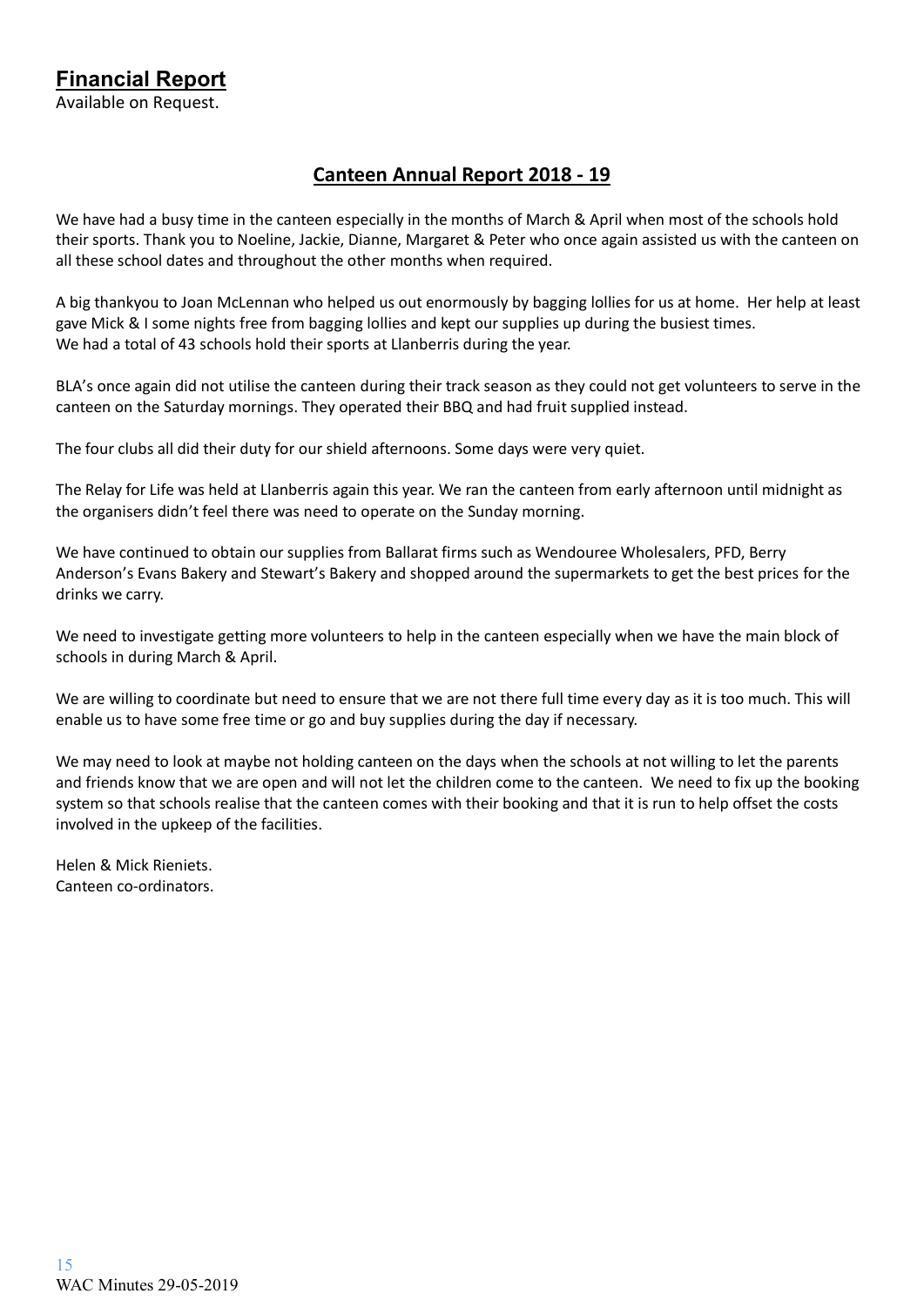## Financial Report

Available on Request.

## Canteen Annual Report 2018 - 19

We have had a busy time in the canteen especially in the months of March & April when most of the schools hold their sports. Thank you to Noeline, Jackie, Dianne, Margaret & Peter who once again assisted us with the canteen on all these school dates and throughout the other months when required.

A big thankyou to Joan McLennan who helped us out enormously by bagging lollies for us at home. Her help at least gave Mick & I some nights free from bagging lollies and kept our supplies up during the busiest times.
We had a total of 43 schools hold their sports at Llanberris during the year.

BLA's once again did not utilise the canteen during their track season as they could not get volunteers to serve in the canteen on the Saturday mornings. They operated their BBQ and had fruit supplied instead.

The four clubs all did their duty for our shield afternoons. Some days were very quiet.

The Relay for Life was held at Llanberris again this year. We ran the canteen from early afternoon until midnight as the organisers didn't feel there was need to operate on the Sunday morning.

We have continued to obtain our supplies from Ballarat firms such as Wendouree Wholesalers, PFD, Berry Anderson's Evans Bakery and Stewart's Bakery and shopped around the supermarkets to get the best prices for the drinks we carry.

We need to investigate getting more volunteers to help in the canteen especially when we have the main block of schools in during March & April.

We are willing to coordinate but need to ensure that we are not there full time every day as it is too much. This will enable us to have some free time or go and buy supplies during the day if necessary.

We may need to look at maybe not holding canteen on the days when the schools at not willing to let the parents and friends know that we are open and will not let the children come to the canteen. We need to fix up the booking system so that schools realise that the canteen comes with their booking and that it is run to help offset the costs involved in the upkeep of the facilities.

Helen & Mick Rieniets.
Canteen co-ordinators.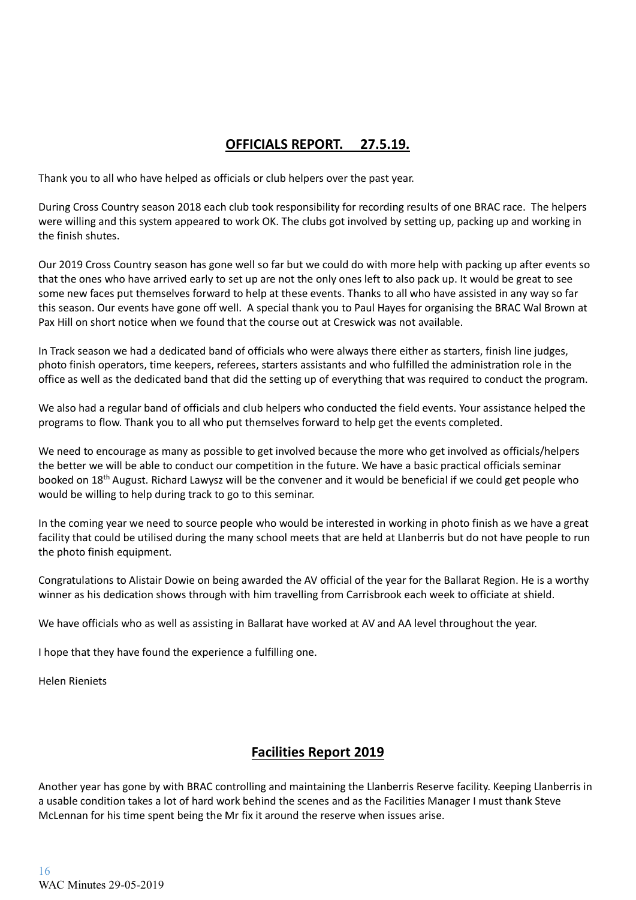## OFFICIALS REPORT. 27.5.19.

Thank you to all who have helped as officials or club helpers over the past year.

During Cross Country season 2018 each club took responsibility for recording results of one BRAC race. The helpers were willing and this system appeared to work OK. The clubs got involved by setting up, packing up and working in the finish shutes.

Our 2019 Cross Country season has gone well so far but we could do with more help with packing up after events so that the ones who have arrived early to set up are not the only ones left to also pack up. It would be great to see some new faces put themselves forward to help at these events. Thanks to all who have assisted in any way so far this season. Our events have gone off well. A special thank you to Paul Hayes for organising the BRAC Wal Brown at Pax Hill on short notice when we found that the course out at Creswick was not available.

In Track season we had a dedicated band of officials who were always there either as starters, finish line judges, photo finish operators, time keepers, referees, starters assistants and who fulfilled the administration role in the office as well as the dedicated band that did the setting up of everything that was required to conduct the program.

We also had a regular band of officials and club helpers who conducted the field events. Your assistance helped the programs to flow. Thank you to all who put themselves forward to help get the events completed.

We need to encourage as many as possible to get involved because the more who get involved as officials/helpers the better we will be able to conduct our competition in the future. We have a basic practical officials seminar booked on 18th August. Richard Lawysz will be the convener and it would be beneficial if we could get people who would be willing to help during track to go to this seminar.

In the coming year we need to source people who would be interested in working in photo finish as we have a great facility that could be utilised during the many school meets that are held at Llanberris but do not have people to run the photo finish equipment.

Congratulations to Alistair Dowie on being awarded the AV official of the year for the Ballarat Region. He is a worthy winner as his dedication shows through with him travelling from Carrisbrook each week to officiate at shield.

We have officials who as well as assisting in Ballarat have worked at AV and AA level throughout the year.

I hope that they have found the experience a fulfilling one.

Helen Rieniets

## Facilities Report 2019

Another year has gone by with BRAC controlling and maintaining the Llanberris Reserve facility. Keeping Llanberris in a usable condition takes a lot of hard work behind the scenes and as the Facilities Manager I must thank Steve McLennan for his time spent being the Mr fix it around the reserve when issues arise.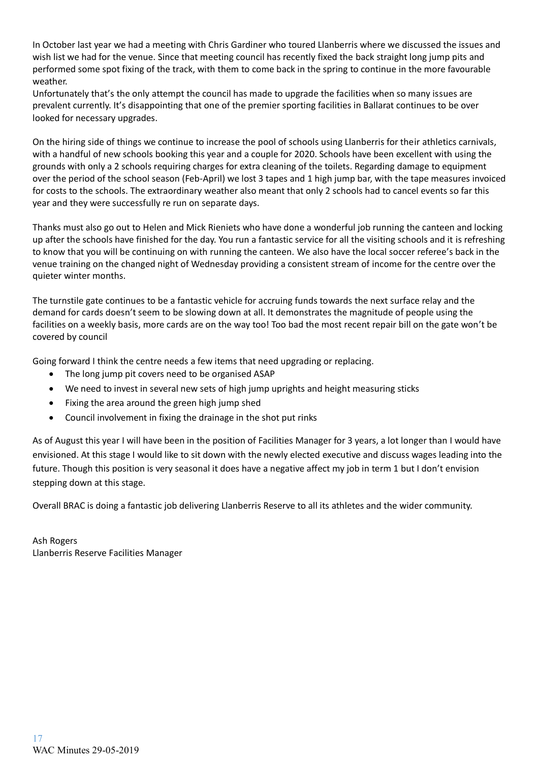In October last year we had a meeting with Chris Gardiner who toured Llanberris where we discussed the issues and wish list we had for the venue. Since that meeting council has recently fixed the back straight long jump pits and performed some spot fixing of the track, with them to come back in the spring to continue in the more favourable weather.
Unfortunately that's the only attempt the council has made to upgrade the facilities when so many issues are prevalent currently. It's disappointing that one of the premier sporting facilities in Ballarat continues to be over looked for necessary upgrades.

On the hiring side of things we continue to increase the pool of schools using Llanberris for their athletics carnivals, with a handful of new schools booking this year and a couple for 2020. Schools have been excellent with using the grounds with only a 2 schools requiring charges for extra cleaning of the toilets. Regarding damage to equipment over the period of the school season (Feb-April) we lost 3 tapes and 1 high jump bar, with the tape measures invoiced for costs to the schools. The extraordinary weather also meant that only 2 schools had to cancel events so far this year and they were successfully re run on separate days.

Thanks must also go out to Helen and Mick Rieniets who have done a wonderful job running the canteen and locking up after the schools have finished for the day. You run a fantastic service for all the visiting schools and it is refreshing to know that you will be continuing on with running the canteen. We also have the local soccer referee's back in the venue training on the changed night of Wednesday providing a consistent stream of income for the centre over the quieter winter months.

The turnstile gate continues to be a fantastic vehicle for accruing funds towards the next surface relay and the demand for cards doesn't seem to be slowing down at all. It demonstrates the magnitude of people using the facilities on a weekly basis, more cards are on the way too! Too bad the most recent repair bill on the gate won't be covered by council

Going forward I think the centre needs a few items that need upgrading or replacing.

- The long jump pit covers need to be organised ASAP
- We need to invest in several new sets of high jump uprights and height measuring sticks
- Fixing the area around the green high jump shed
- Council involvement in fixing the drainage in the shot put rinks

As of August this year I will have been in the position of Facilities Manager for 3 years, a lot longer than I would have envisioned. At this stage I would like to sit down with the newly elected executive and discuss wages leading into the future. Though this position is very seasonal it does have a negative affect my job in term 1 but I don't envision stepping down at this stage.

Overall BRAC is doing a fantastic job delivering Llanberris Reserve to all its athletes and the wider community.

Ash Rogers
Llanberris Reserve Facilities Manager